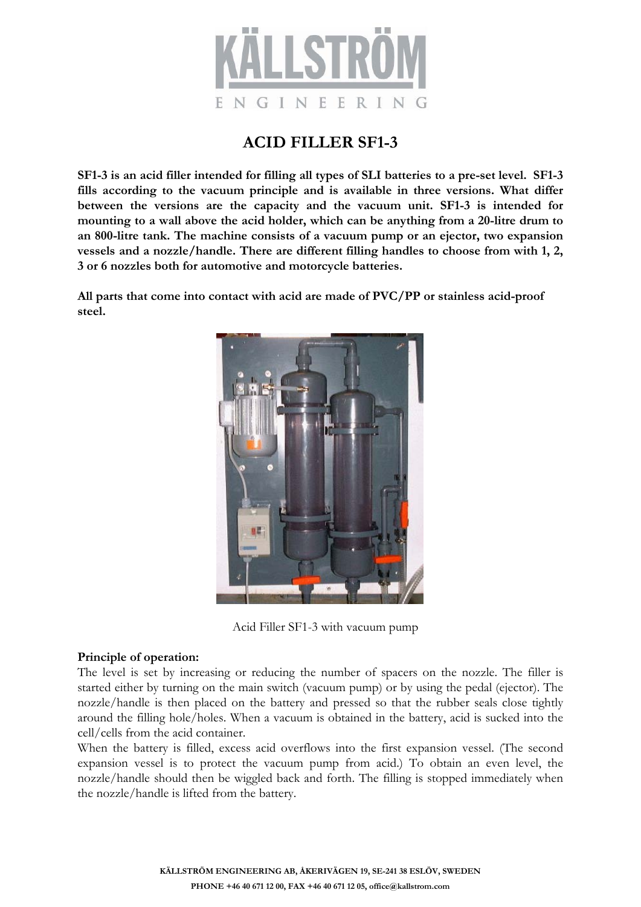# KÄLLSTRÖM ENGINEERING

## ACID FILLER SF1-3

**SF1-3 is an acid filler intended for filling all types of SLI batteries to a pre-set level. SF1-3 fills according to the vacuum principle and is available in three versions. What differ between the versions are the capacity and the vacuum unit. SF1-3 is intended for mounting to a wall above the acid holder, which can be anything from a 20-litre drum to an 800-litre tank. The machine consists of a vacuum pump or an ejector, two expansion vessels and a nozzle/handle. There are different filling handles to choose from with 1, 2, 3 or 6 nozzles both for automotive and motorcycle batteries.**

**All parts that come into contact with acid are made of PVC/PP or stainless acid-proof steel.**

Acid Filler SF1-3 with vacuum pump

**Principle of operation:**

The level is set by increasing or reducing the number of spacers on the nozzle. The filler is started either by turning on the main switch (vacuum pump) or by using the pedal (ejector). The nozzle/handle is then placed on the battery and pressed so that the rubber seals close tightly around the filling hole/holes. When a vacuum is obtained in the battery, acid is sucked into the cell/cells from the acid container.

When the battery is filled, excess acid overflows into the first expansion vessel. (The second expansion vessel is to protect the vacuum pump from acid.) To obtain an even level, the nozzle/handle should then be wiggled back and forth. The filling is stopped immediately when the nozzle/handle is lifted from the battery.

**KÄLLSTRÖM ENGINEERING AB, ÅKERIVÄGEN 19, SE-241 38 ESLÖV, SWEDEN**

**PHONE +46 40 671 12 00, FAX +46 40 671 12 05, office@kallstrom.com**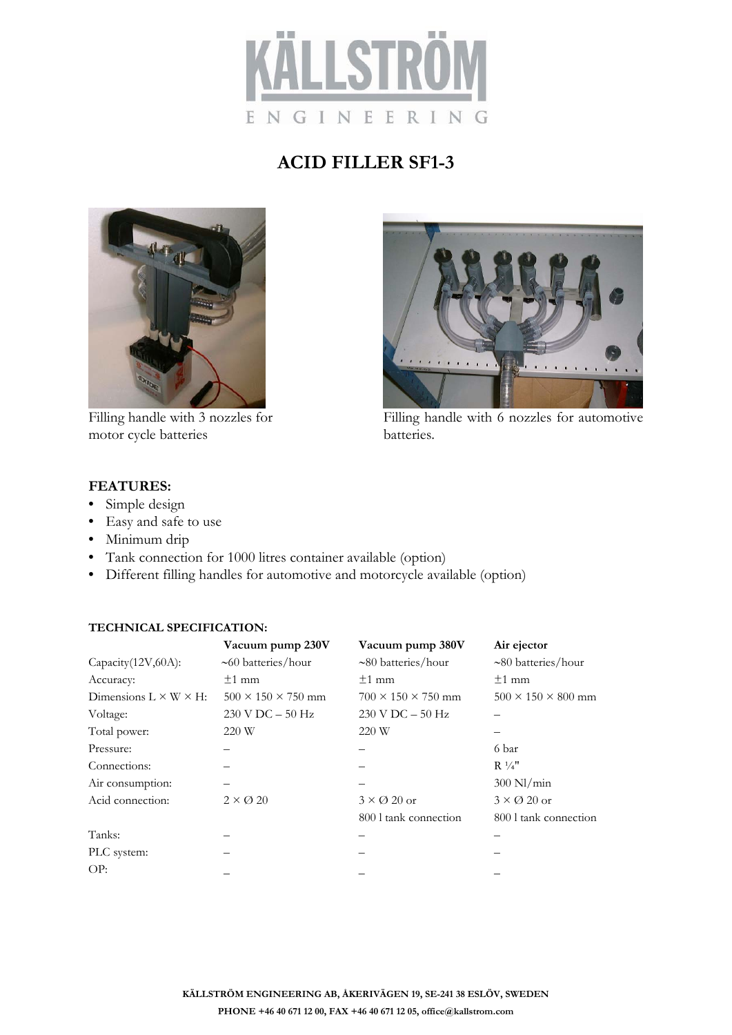# KÄLLSTRÖM

ENGINEERING

## ACID FILLER SF1-3

Filling handle with 3 nozzles for motor cycle batteries

Filling handle with 6 nozzles for automotive batteries.

### FEATURES:

- Simple design
- Easy and safe to use
- Minimum drip
- Tank connection for 1000 litres container available (option)
- Different filling handles for automotive and motorcycle available (option)

#### TECHNICAL SPECIFICATION:

| | Vacuum pump 230V | Vacuum pump 380V | Air ejector |
|---|---|---|---|
| Capacity(12V,60A): | ~60 batteries/hour | ~80 batteries/hour | ~80 batteries/hour |
| Accuracy: | ±1 mm | ±1 mm | ±1 mm |
| Dimensions L × W × H: | 500 × 150 × 750 mm | 700 × 150 × 750 mm | 500 × 150 × 800 mm |
| Voltage: | 230 V DC – 50 Hz | 230 V DC – 50 Hz | – |
| Total power: | 220 W | 220 W | – |
| Pressure: | – | – | 6 bar |
| Connections: | – | – | R ¼" |
| Air consumption: | – | – | 300 Nl/min |
| Acid connection: | 2 × Ø 20 | 3 × Ø 20 or 800 l tank connection | 3 × Ø 20 or 800 l tank connection |
| Tanks: | – | – | – |
| PLC system: | – | – | – |
| OP: | – | – | – |

**KÄLLSTRÖM ENGINEERING AB, ÅKERIVÄGEN 19, SE-241 38 ESLÖV, SWEDEN**

**PHONE +46 40 671 12 00, FAX +46 40 671 12 05, office@kallstrom.com**